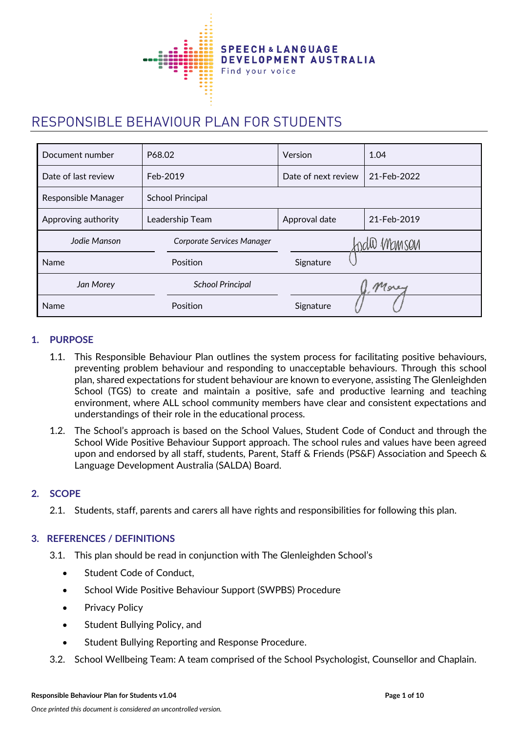SPEECH & LANGUAGE DEVELOPMENT AUSTRALIA
Find your voice

# RESPONSIBLE BEHAVIOUR PLAN FOR STUDENTS

| Document number | P68.02 | Version | 1.04 |
|---|---|---|---|
| Date of last review | Feb-2019 | Date of next review | 21-Feb-2022 |
| Responsible Manager | School Principal | | |
| Approving authority | Leadership Team | Approval date | 21-Feb-2019 |
| *Jodie Manson* | *Corporate Services Manager* | Jodie Manson | |
| Name | Position | Signature | |
| *Jan Morey* | *School Principal* | J. Morey | |
| Name | Position | Signature | |

## 1. PURPOSE

1.1. This Responsible Behaviour Plan outlines the system process for facilitating positive behaviours, preventing problem behaviour and responding to unacceptable behaviours. Through this school plan, shared expectations for student behaviour are known to everyone, assisting The Glenleighden School (TGS) to create and maintain a positive, safe and productive learning and teaching environment, where ALL school community members have clear and consistent expectations and understandings of their role in the educational process.

1.2. The School's approach is based on the School Values, Student Code of Conduct and through the School Wide Positive Behaviour Support approach. The school rules and values have been agreed upon and endorsed by all staff, students, Parent, Staff & Friends (PS&F) Association and Speech & Language Development Australia (SALDA) Board.

## 2. SCOPE

2.1. Students, staff, parents and carers all have rights and responsibilities for following this plan.

## 3. REFERENCES / DEFINITIONS

3.1. This plan should be read in conjunction with The Glenleighden School's

- Student Code of Conduct,
- School Wide Positive Behaviour Support (SWPBS) Procedure
- Privacy Policy
- Student Bullying Policy, and
- Student Bullying Reporting and Response Procedure.

3.2. School Wellbeing Team: A team comprised of the School Psychologist, Counsellor and Chaplain.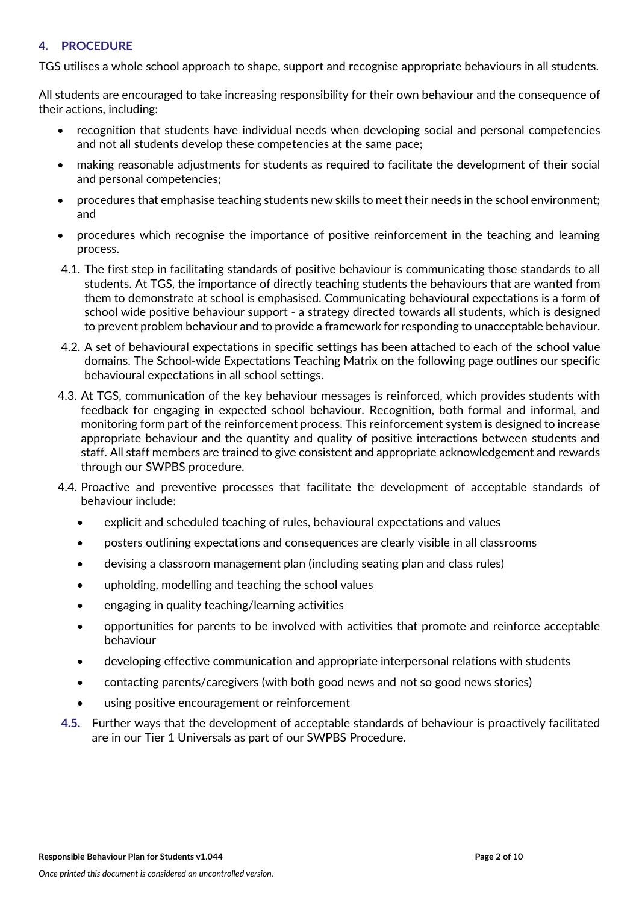## 4. PROCEDURE

TGS utilises a whole school approach to shape, support and recognise appropriate behaviours in all students.

All students are encouraged to take increasing responsibility for their own behaviour and the consequence of their actions, including:

- recognition that students have individual needs when developing social and personal competencies and not all students develop these competencies at the same pace;
- making reasonable adjustments for students as required to facilitate the development of their social and personal competencies;
- procedures that emphasise teaching students new skills to meet their needs in the school environment; and
- procedures which recognise the importance of positive reinforcement in the teaching and learning process.

4.1. The first step in facilitating standards of positive behaviour is communicating those standards to all students. At TGS, the importance of directly teaching students the behaviours that are wanted from them to demonstrate at school is emphasised. Communicating behavioural expectations is a form of school wide positive behaviour support - a strategy directed towards all students, which is designed to prevent problem behaviour and to provide a framework for responding to unacceptable behaviour.

4.2. A set of behavioural expectations in specific settings has been attached to each of the school value domains. The School-wide Expectations Teaching Matrix on the following page outlines our specific behavioural expectations in all school settings.

4.3. At TGS, communication of the key behaviour messages is reinforced, which provides students with feedback for engaging in expected school behaviour. Recognition, both formal and informal, and monitoring form part of the reinforcement process. This reinforcement system is designed to increase appropriate behaviour and the quantity and quality of positive interactions between students and staff. All staff members are trained to give consistent and appropriate acknowledgement and rewards through our SWPBS procedure.

4.4. Proactive and preventive processes that facilitate the development of acceptable standards of behaviour include:

- explicit and scheduled teaching of rules, behavioural expectations and values
- posters outlining expectations and consequences are clearly visible in all classrooms
- devising a classroom management plan (including seating plan and class rules)
- upholding, modelling and teaching the school values
- engaging in quality teaching/learning activities
- opportunities for parents to be involved with activities that promote and reinforce acceptable behaviour
- developing effective communication and appropriate interpersonal relations with students
- contacting parents/caregivers (with both good news and not so good news stories)
- using positive encouragement or reinforcement

**4.5.** Further ways that the development of acceptable standards of behaviour is proactively facilitated are in our Tier 1 Universals as part of our SWPBS Procedure.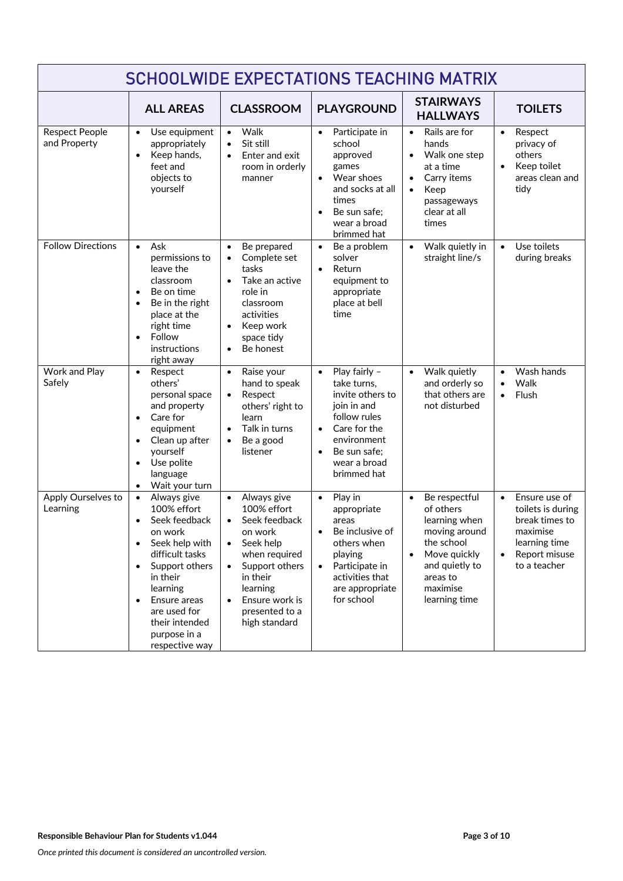# SCHOOLWIDE EXPECTATIONS TEACHING MATRIX

| | ALL AREAS | CLASSROOM | PLAYGROUND | STAIRWAYS HALLWAYS | TOILETS |
|---|---|---|---|---|---|
| Respect People and Property | • Use equipment appropriately<br>• Keep hands, feet and objects to yourself | • Walk<br>• Sit still<br>• Enter and exit room in orderly manner | • Participate in school approved games<br>• Wear shoes and socks at all times<br>• Be sun safe; wear a broad brimmed hat | • Rails are for hands<br>• Walk one step at a time<br>• Carry items<br>• Keep passageways clear at all times | • Respect privacy of others<br>• Keep toilet areas clean and tidy |
| Follow Directions | • Ask permissions to leave the classroom<br>• Be on time<br>• Be in the right place at the right time<br>• Follow instructions right away | • Be prepared<br>• Complete set tasks<br>• Take an active role in classroom activities<br>• Keep work space tidy<br>• Be honest | • Be a problem solver<br>• Return equipment to appropriate place at bell time | • Walk quietly in straight line/s | • Use toilets during breaks |
| Work and Play Safely | • Respect others' personal space and property<br>• Care for equipment<br>• Clean up after yourself<br>• Use polite language<br>• Wait your turn | • Raise your hand to speak<br>• Respect others' right to learn<br>• Talk in turns<br>• Be a good listener | • Play fairly – take turns, invite others to join in and follow rules<br>• Care for the environment<br>• Be sun safe; wear a broad brimmed hat | • Walk quietly and orderly so that others are not disturbed | • Wash hands<br>• Walk<br>• Flush |
| Apply Ourselves to Learning | • Always give 100% effort<br>• Seek feedback on work<br>• Seek help with difficult tasks<br>• Support others in their learning<br>• Ensure areas are used for their intended purpose in a respective way | • Always give 100% effort<br>• Seek feedback on work<br>• Seek help when required<br>• Support others in their learning<br>• Ensure work is presented to a high standard | • Play in appropriate areas<br>• Be inclusive of others when playing<br>• Participate in activities that are appropriate for school | • Be respectful of others learning when moving around the school<br>• Move quickly and quietly to areas to maximise learning time | • Ensure use of toilets is during break times to maximise learning time<br>• Report misuse to a teacher |

*Once printed this document is considered an uncontrolled version.*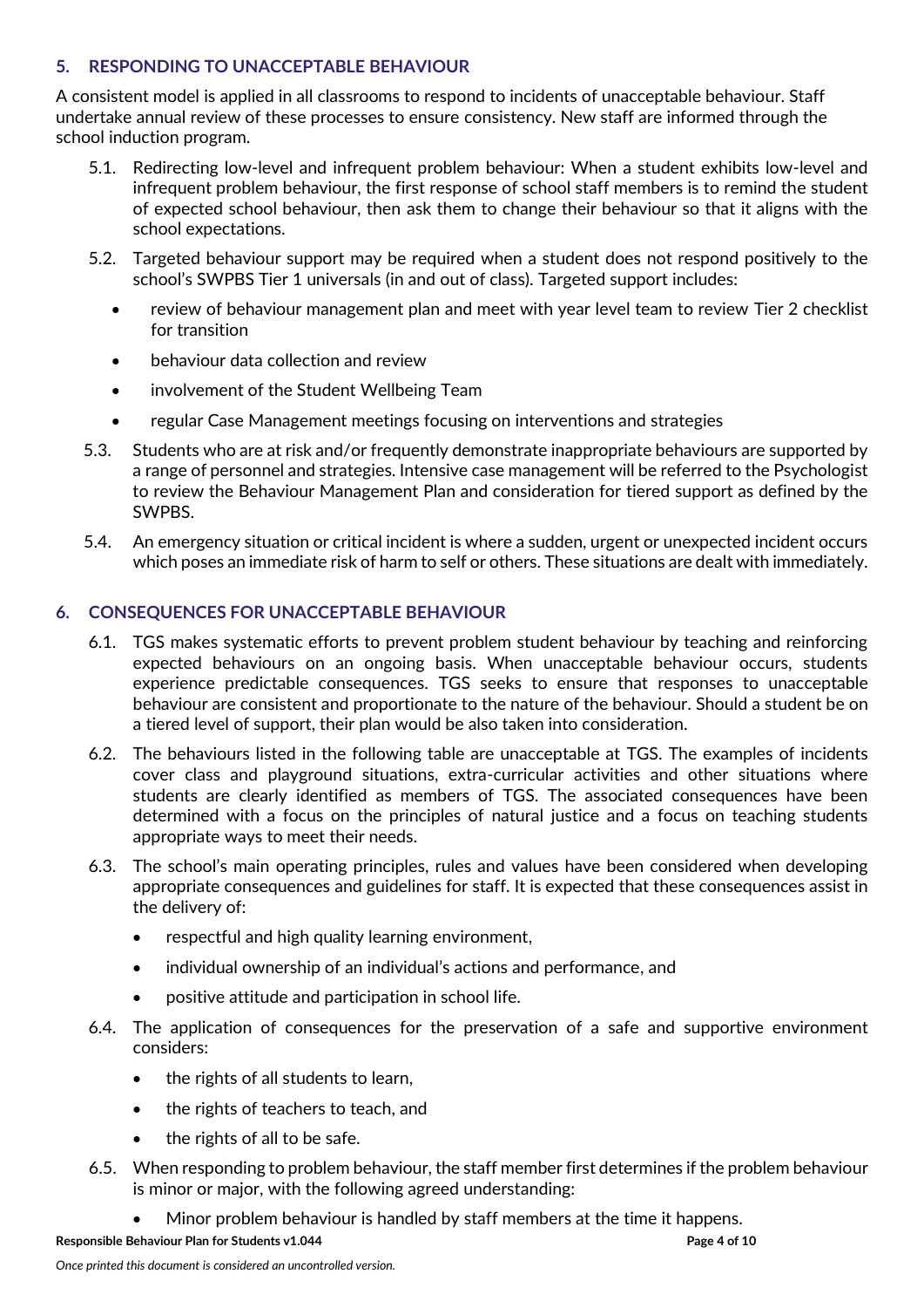## 5. RESPONDING TO UNACCEPTABLE BEHAVIOUR

A consistent model is applied in all classrooms to respond to incidents of unacceptable behaviour. Staff undertake annual review of these processes to ensure consistency. New staff are informed through the school induction program.

5.1. Redirecting low-level and infrequent problem behaviour: When a student exhibits low-level and infrequent problem behaviour, the first response of school staff members is to remind the student of expected school behaviour, then ask them to change their behaviour so that it aligns with the school expectations.

5.2. Targeted behaviour support may be required when a student does not respond positively to the school's SWPBS Tier 1 universals (in and out of class). Targeted support includes:

- review of behaviour management plan and meet with year level team to review Tier 2 checklist for transition
- behaviour data collection and review
- involvement of the Student Wellbeing Team
- regular Case Management meetings focusing on interventions and strategies

5.3. Students who are at risk and/or frequently demonstrate inappropriate behaviours are supported by a range of personnel and strategies. Intensive case management will be referred to the Psychologist to review the Behaviour Management Plan and consideration for tiered support as defined by the SWPBS.

5.4. An emergency situation or critical incident is where a sudden, urgent or unexpected incident occurs which poses an immediate risk of harm to self or others. These situations are dealt with immediately.

## 6. CONSEQUENCES FOR UNACCEPTABLE BEHAVIOUR

6.1. TGS makes systematic efforts to prevent problem student behaviour by teaching and reinforcing expected behaviours on an ongoing basis. When unacceptable behaviour occurs, students experience predictable consequences. TGS seeks to ensure that responses to unacceptable behaviour are consistent and proportionate to the nature of the behaviour. Should a student be on a tiered level of support, their plan would be also taken into consideration.

6.2. The behaviours listed in the following table are unacceptable at TGS. The examples of incidents cover class and playground situations, extra-curricular activities and other situations where students are clearly identified as members of TGS. The associated consequences have been determined with a focus on the principles of natural justice and a focus on teaching students appropriate ways to meet their needs.

6.3. The school's main operating principles, rules and values have been considered when developing appropriate consequences and guidelines for staff. It is expected that these consequences assist in the delivery of:

- respectful and high quality learning environment,
- individual ownership of an individual's actions and performance, and
- positive attitude and participation in school life.

6.4. The application of consequences for the preservation of a safe and supportive environment considers:

- the rights of all students to learn,
- the rights of teachers to teach, and
- the rights of all to be safe.

6.5. When responding to problem behaviour, the staff member first determines if the problem behaviour is minor or major, with the following agreed understanding:

- Minor problem behaviour is handled by staff members at the time it happens.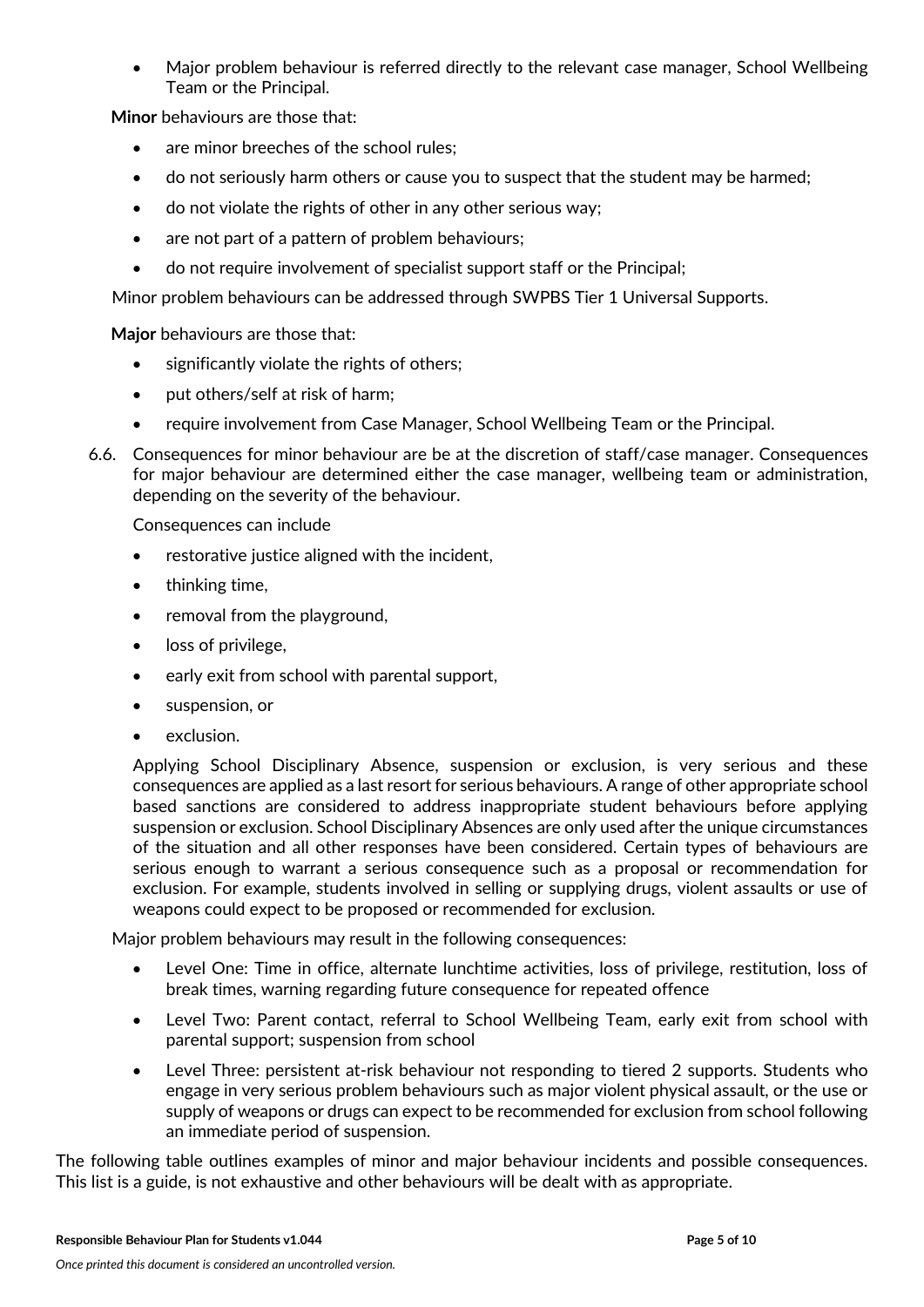- Major problem behaviour is referred directly to the relevant case manager, School Wellbeing Team or the Principal.

**Minor** behaviours are those that:

- are minor breeches of the school rules;
- do not seriously harm others or cause you to suspect that the student may be harmed;
- do not violate the rights of other in any other serious way;
- are not part of a pattern of problem behaviours;
- do not require involvement of specialist support staff or the Principal;

Minor problem behaviours can be addressed through SWPBS Tier 1 Universal Supports.

**Major** behaviours are those that:

- significantly violate the rights of others;
- put others/self at risk of harm;
- require involvement from Case Manager, School Wellbeing Team or the Principal.

6.6. Consequences for minor behaviour are be at the discretion of staff/case manager. Consequences for major behaviour are determined either the case manager, wellbeing team or administration, depending on the severity of the behaviour.

Consequences can include

- restorative justice aligned with the incident,
- thinking time,
- removal from the playground,
- loss of privilege,
- early exit from school with parental support,
- suspension, or
- exclusion.

Applying School Disciplinary Absence, suspension or exclusion, is very serious and these consequences are applied as a last resort for serious behaviours. A range of other appropriate school based sanctions are considered to address inappropriate student behaviours before applying suspension or exclusion. School Disciplinary Absences are only used after the unique circumstances of the situation and all other responses have been considered. Certain types of behaviours are serious enough to warrant a serious consequence such as a proposal or recommendation for exclusion. For example, students involved in selling or supplying drugs, violent assaults or use of weapons could expect to be proposed or recommended for exclusion.

Major problem behaviours may result in the following consequences:

- Level One: Time in office, alternate lunchtime activities, loss of privilege, restitution, loss of break times, warning regarding future consequence for repeated offence
- Level Two: Parent contact, referral to School Wellbeing Team, early exit from school with parental support; suspension from school
- Level Three: persistent at-risk behaviour not responding to tiered 2 supports. Students who engage in very serious problem behaviours such as major violent physical assault, or the use or supply of weapons or drugs can expect to be recommended for exclusion from school following an immediate period of suspension.

The following table outlines examples of minor and major behaviour incidents and possible consequences. This list is a guide, is not exhaustive and other behaviours will be dealt with as appropriate.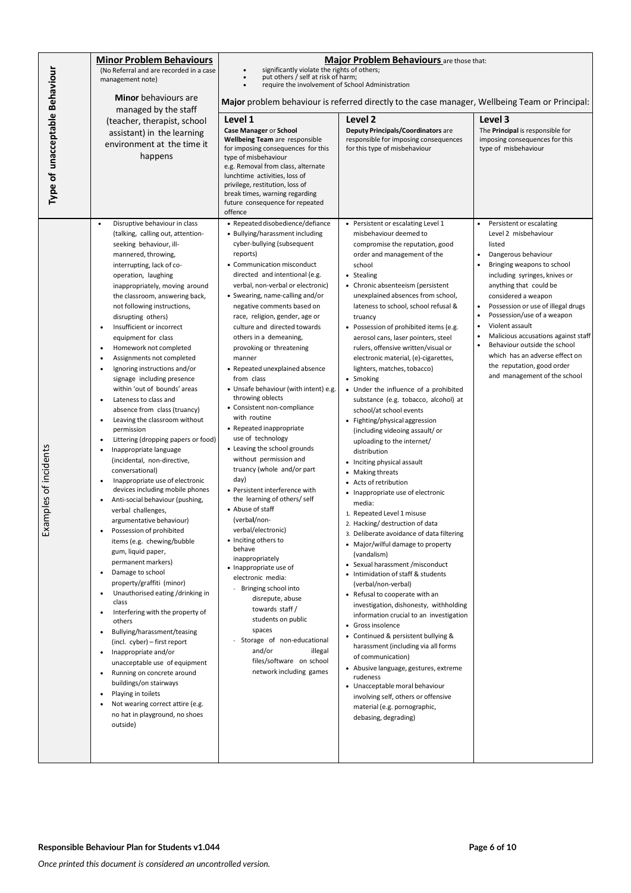| Type of unacceptable Behaviour | **Minor Problem Behaviours**<br>(No Referral and are recorded in a case management note)<br><br>**Minor** behaviours are managed by the staff (teacher, therapist, school assistant) in the learning environment at the time it happens | **Major Problem Behaviours** are those that:<br>• significantly violate the rights of others;<br>• put others / self at risk of harm;<br>• require the involvement of School Administration<br><br>**Major** problem behaviour is referred directly to the case manager, Wellbeing Team or Principal:<br><br>**Level 1**<br>**Case Manager** or **School Wellbeing Team** are responsible for imposing consequences for this type of misbehaviour<br>e.g. Removal from class, alternate lunchtime activities, loss of privilege, restitution, loss of break times, warning regarding future consequence for repeated offence | **Level 2**<br>**Deputy Principals/Coordinators** are responsible for imposing consequences for this type of misbehaviour | **Level 3**<br>The **Principal** is responsible for imposing consequences for this type of misbehaviour |
|---|---|---|---|---|
| Examples of incidents | • Disruptive behaviour in class (talking, calling out, attention-seeking behaviour, ill-mannered, throwing, interrupting, lack of co-operation, laughing inappropriately, moving around the classroom, answering back, not following instructions, disrupting others)<br>• Insufficient or incorrect equipment for class<br>• Homework not completed<br>• Assignments not completed<br>• Ignoring instructions and/or signage including presence within 'out of bounds' areas<br>• Lateness to class and absence from class (truancy)<br>• Leaving the classroom without permission<br>• Littering (dropping papers or food)<br>• Inappropriate language (incidental, non-directive, conversational)<br>• Inappropriate use of electronic devices including mobile phones<br>• Anti-social behaviour (pushing, verbal challenges, argumentative behaviour)<br>• Possession of prohibited items (e.g. chewing/bubble gum, liquid paper, permanent markers)<br>• Damage to school property/graffiti (minor)<br>• Unauthorised eating /drinking in class<br>• Interfering with the property of others<br>• Bullying/harassment/teasing (incl. cyber) – first report<br>• Inappropriate and/or unacceptable use of equipment<br>• Running on concrete around buildings/on stairways<br>• Playing in toilets<br>• Not wearing correct attire (e.g. no hat in playground, no shoes outside) | • Repeated disobedience/defiance<br>• Bullying/harassment including cyber-bullying (subsequent reports)<br>• Communication misconduct directed and intentional (e.g. verbal, non-verbal or electronic)<br>• Swearing, name-calling and/or negative comments based on race, religion, gender, age or culture and directed towards others in a demeaning, provoking or threatening manner<br>• Repeated unexplained absence from class<br>• Unsafe behaviour (with intent) e.g. throwing oblects<br>• Consistent non-compliance with routine<br>• Repeated inappropriate use of technology<br>• Leaving the school grounds without permission and truancy (whole and/or part day)<br>• Persistent interference with the learning of others/ self<br>• Abuse of staff (verbal/non-verbal/electronic)<br>• Inciting others to behave inappropriately<br>• Inappropriate use of electronic media:<br>- Bringing school into disrepute, abuse towards staff / students on public spaces<br>- Storage of non-educational and/or illegal files/software on school network including games | • Persistent or escalating Level 1 misbehaviour deemed to compromise the reputation, good order and management of the school<br>• Stealing<br>• Chronic absenteeism (persistent unexplained absences from school, lateness to school, school refusal & truancy<br>• Possession of prohibited items (e.g. aerosol cans, laser pointers, steel rulers, offensive written/visual or electronic material, (e)-cigarettes, lighters, matches, tobacco)<br>• Smoking<br>• Under the influence of a prohibited substance (e.g. tobacco, alcohol) at school/at school events<br>• Fighting/physical aggression (including videoing assault/ or uploading to the internet/ distribution<br>• Inciting physical assault<br>• Making threats<br>• Acts of retribution<br>• Inappropriate use of electronic media:<br>1. Repeated Level 1 misuse<br>2. Hacking/ destruction of data<br>3. Deliberate avoidance of data filtering<br>• Major/wilful damage to property (vandalism)<br>• Sexual harassment /misconduct<br>• Intimidation of staff & students (verbal/non-verbal)<br>• Refusal to cooperate with an investigation, dishonesty, withholding information crucial to an investigation<br>• Gross insolence<br>• Continued & persistent bullying & harassment (including via all forms of communication)<br>• Abusive language, gestures, extreme rudeness<br>• Unacceptable moral behaviour involving self, others or offensive material (e.g. pornographic, debasing, degrading) | • Persistent or escalating Level 2 misbehaviour listed<br>• Dangerous behaviour<br>• Bringing weapons to school including syringes, knives or anything that could be considered a weapon<br>• Possession or use of illegal drugs<br>• Possession/use of a weapon<br>• Violent assault<br>• Malicious accusations against staff<br>• Behaviour outside the school which has an adverse effect on the reputation, good order and management of the school |

*Once printed this document is considered an uncontrolled version.*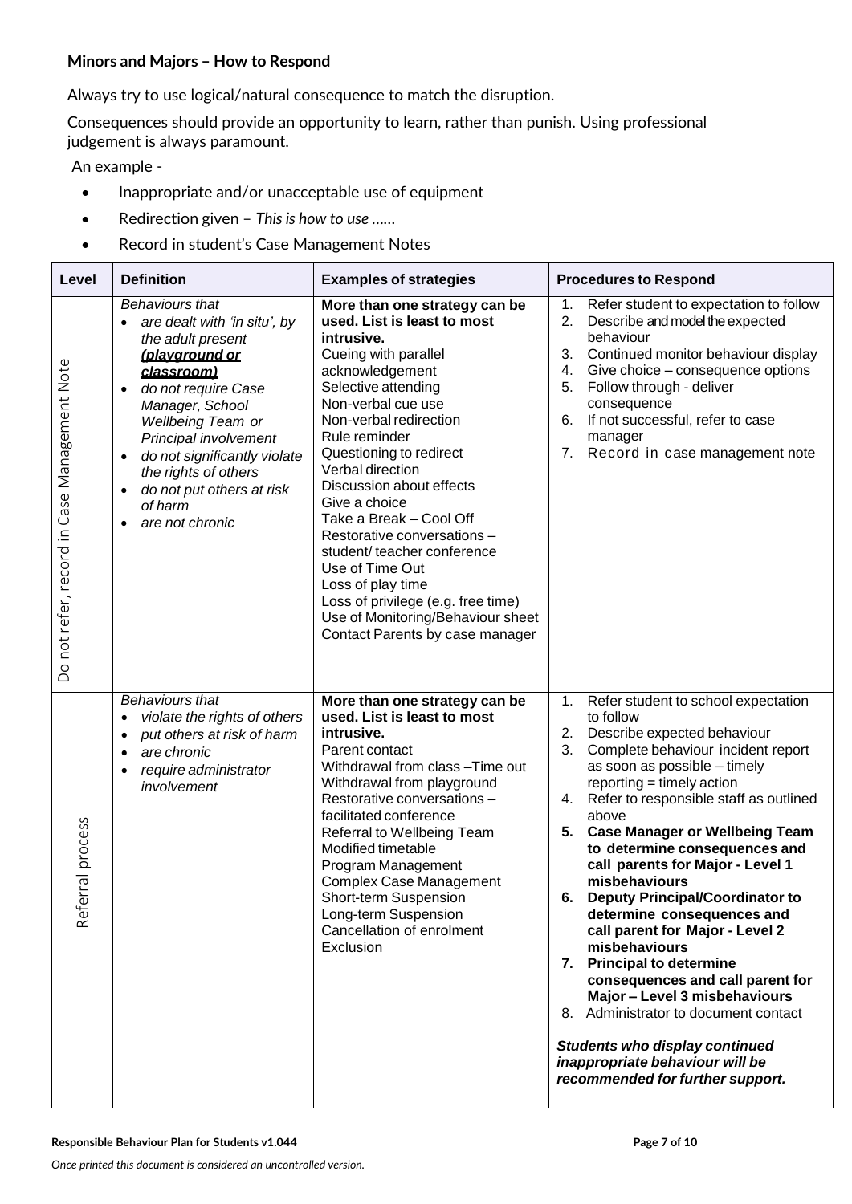### Minors and Majors – How to Respond

Always try to use logical/natural consequence to match the disruption.

Consequences should provide an opportunity to learn, rather than punish. Using professional judgement is always paramount.

An example -

- Inappropriate and/or unacceptable use of equipment
- Redirection given – *This is how to use ……*
- Record in student's Case Management Notes

| Level | Definition | Examples of strategies | Procedures to Respond |
|---|---|---|---|
| Do not refer, record in Case Management Note | *Behaviours that*<br>• *are dealt with 'in situ', by the adult present* ***(playground or classroom)***<br>• *do not require Case Manager, School Wellbeing Team or Principal involvement*<br>• *do not significantly violate the rights of others*<br>• *do not put others at risk of harm*<br>• *are not chronic* | **More than one strategy can be used. List is least to most intrusive.**<br>Cueing with parallel acknowledgement<br>Selective attending<br>Non-verbal cue use<br>Non-verbal redirection<br>Rule reminder<br>Questioning to redirect<br>Verbal direction<br>Discussion about effects<br>Give a choice<br>Take a Break – Cool Off<br>Restorative conversations – student/ teacher conference<br>Use of Time Out<br>Loss of play time<br>Loss of privilege (e.g. free time)<br>Use of Monitoring/Behaviour sheet<br>Contact Parents by case manager | 1. Refer student to expectation to follow<br>2. Describe and model the expected behaviour<br>3. Continued monitor behaviour display<br>4. Give choice – consequence options<br>5. Follow through - deliver consequence<br>6. If not successful, refer to case manager<br>7. Record in case management note |
| Referral process | *Behaviours that*<br>• *violate the rights of others*<br>• *put others at risk of harm*<br>• *are chronic*<br>• *require administrator involvement* | **More than one strategy can be used. List is least to most intrusive.**<br>Parent contact<br>Withdrawal from class –Time out<br>Withdrawal from playground<br>Restorative conversations – facilitated conference<br>Referral to Wellbeing Team<br>Modified timetable<br>Program Management<br>Complex Case Management<br>Short-term Suspension<br>Long-term Suspension<br>Cancellation of enrolment<br>Exclusion | 1. Refer student to school expectation to follow<br>2. Describe expected behaviour<br>3. Complete behaviour incident report as soon as possible – timely reporting = timely action<br>4. Refer to responsible staff as outlined above<br>**5. Case Manager or Wellbeing Team to determine consequences and call parents for Major - Level 1 misbehaviours**<br>**6. Deputy Principal/Coordinator to determine consequences and call parent for Major - Level 2 misbehaviours**<br>**7. Principal to determine consequences and call parent for Major – Level 3 misbehaviours**<br>8. Administrator to document contact<br><br>***Students who display continued inappropriate behaviour will be recommended for further support.*** |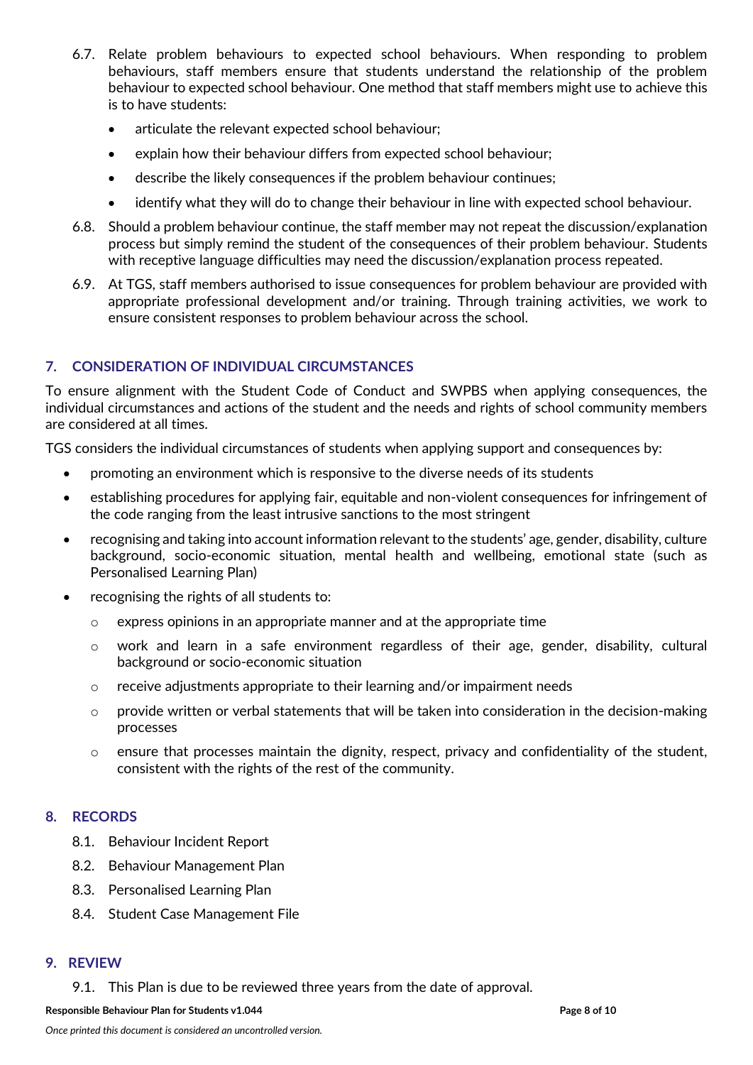6.7. Relate problem behaviours to expected school behaviours. When responding to problem behaviours, staff members ensure that students understand the relationship of the problem behaviour to expected school behaviour. One method that staff members might use to achieve this is to have students:

- articulate the relevant expected school behaviour;
- explain how their behaviour differs from expected school behaviour;
- describe the likely consequences if the problem behaviour continues;
- identify what they will do to change their behaviour in line with expected school behaviour.

6.8. Should a problem behaviour continue, the staff member may not repeat the discussion/explanation process but simply remind the student of the consequences of their problem behaviour. Students with receptive language difficulties may need the discussion/explanation process repeated.

6.9. At TGS, staff members authorised to issue consequences for problem behaviour are provided with appropriate professional development and/or training. Through training activities, we work to ensure consistent responses to problem behaviour across the school.

## 7. CONSIDERATION OF INDIVIDUAL CIRCUMSTANCES

To ensure alignment with the Student Code of Conduct and SWPBS when applying consequences, the individual circumstances and actions of the student and the needs and rights of school community members are considered at all times.

TGS considers the individual circumstances of students when applying support and consequences by:

- promoting an environment which is responsive to the diverse needs of its students
- establishing procedures for applying fair, equitable and non-violent consequences for infringement of the code ranging from the least intrusive sanctions to the most stringent
- recognising and taking into account information relevant to the students' age, gender, disability, culture background, socio-economic situation, mental health and wellbeing, emotional state (such as Personalised Learning Plan)
- recognising the rights of all students to:
  - express opinions in an appropriate manner and at the appropriate time
  - work and learn in a safe environment regardless of their age, gender, disability, cultural background or socio-economic situation
  - receive adjustments appropriate to their learning and/or impairment needs
  - provide written or verbal statements that will be taken into consideration in the decision-making processes
  - ensure that processes maintain the dignity, respect, privacy and confidentiality of the student, consistent with the rights of the rest of the community.

## 8. RECORDS

8.1. Behaviour Incident Report

8.2. Behaviour Management Plan

8.3. Personalised Learning Plan

8.4. Student Case Management File

## 9. REVIEW

9.1. This Plan is due to be reviewed three years from the date of approval.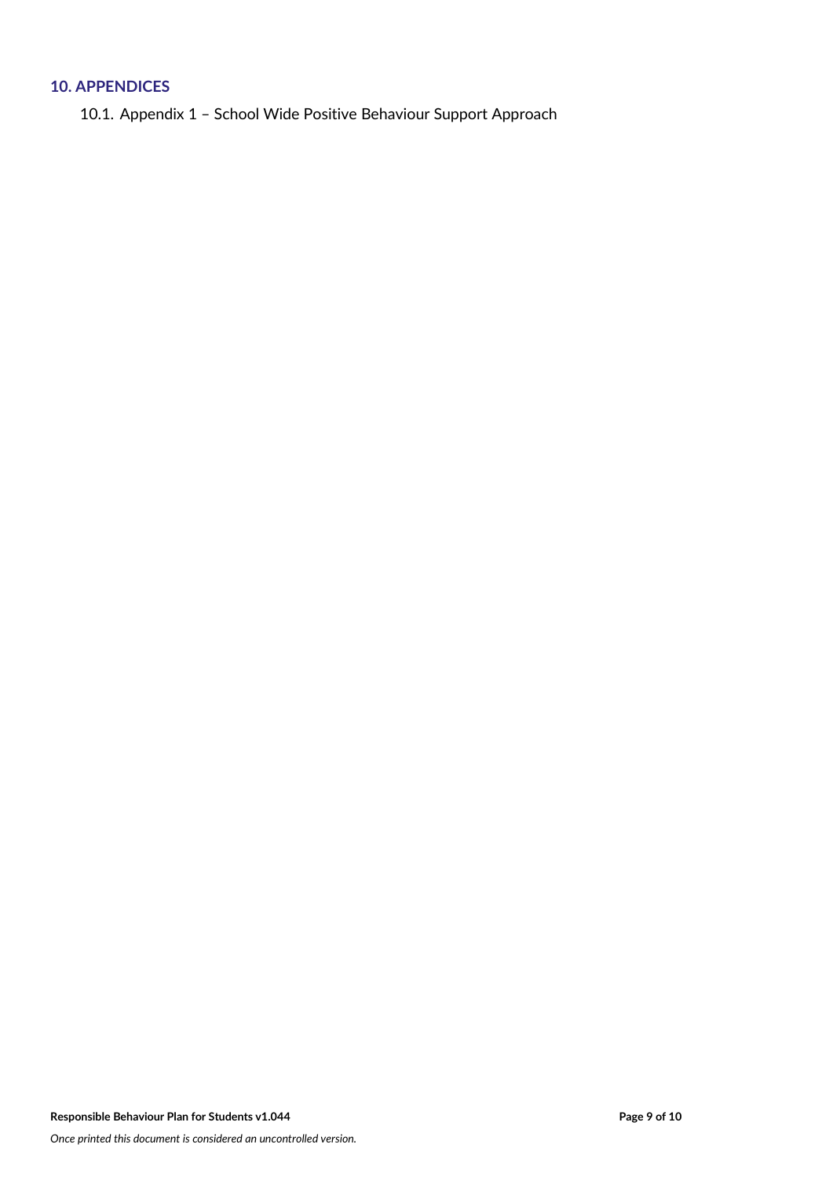## 10. APPENDICES

10.1. Appendix 1 – School Wide Positive Behaviour Support Approach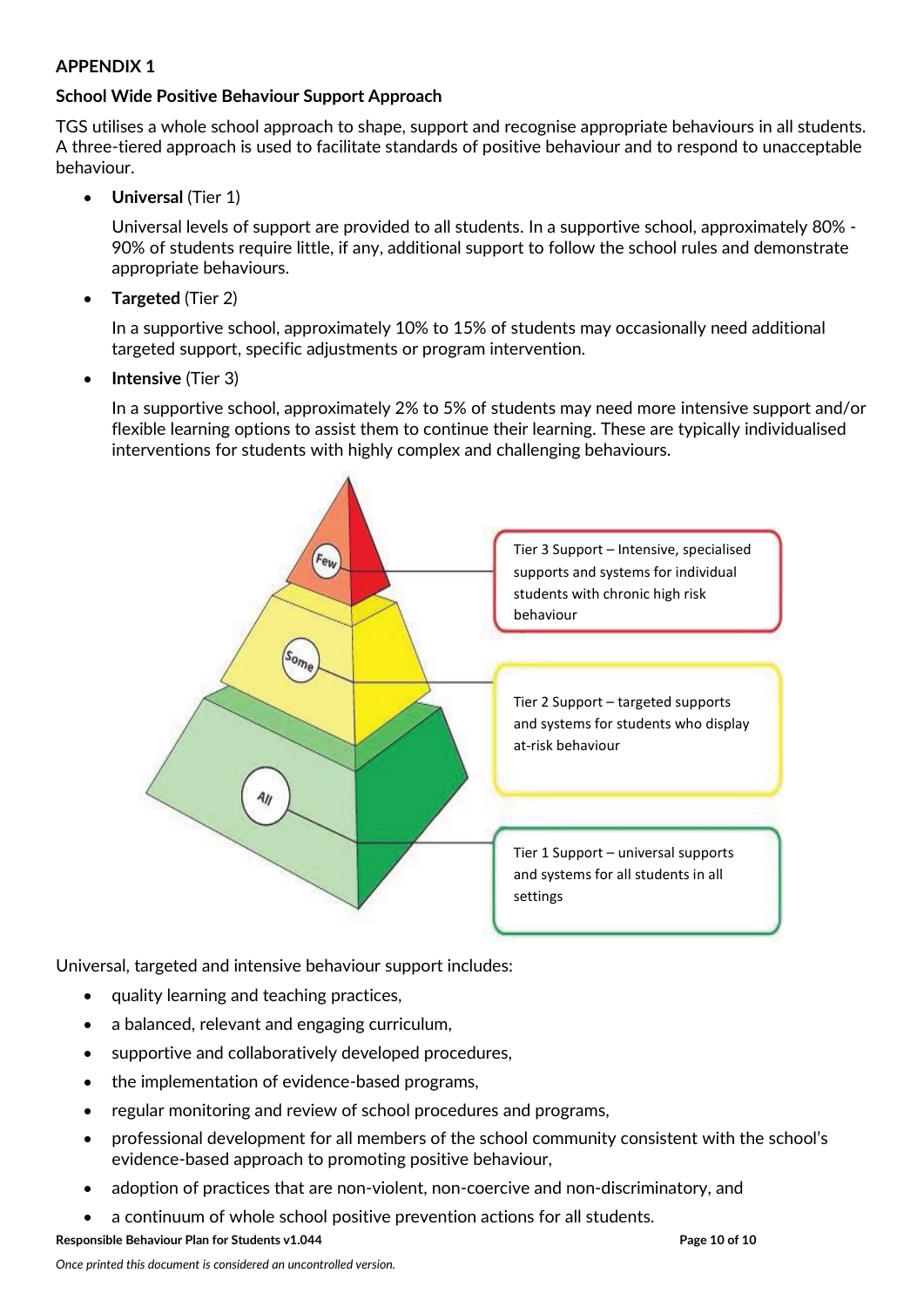**APPENDIX 1**

**School Wide Positive Behaviour Support Approach**

TGS utilises a whole school approach to shape, support and recognise appropriate behaviours in all students. A three-tiered approach is used to facilitate standards of positive behaviour and to respond to unacceptable behaviour.

- **Universal** (Tier 1)

  Universal levels of support are provided to all students. In a supportive school, approximately 80% - 90% of students require little, if any, additional support to follow the school rules and demonstrate appropriate behaviours.

- **Targeted** (Tier 2)

  In a supportive school, approximately 10% to 15% of students may occasionally need additional targeted support, specific adjustments or program intervention.

- **Intensive** (Tier 3)

  In a supportive school, approximately 2% to 5% of students may need more intensive support and/or flexible learning options to assist them to continue their learning. These are typically individualised interventions for students with highly complex and challenging behaviours.

Few

Some

All

Tier 3 Support – Intensive, specialised supports and systems for individual students with chronic high risk behaviour

Tier 2 Support – targeted supports and systems for students who display at-risk behaviour

Tier 1 Support – universal supports and systems for all students in all settings

Universal, targeted and intensive behaviour support includes:

- quality learning and teaching practices,
- a balanced, relevant and engaging curriculum,
- supportive and collaboratively developed procedures,
- the implementation of evidence-based programs,
- regular monitoring and review of school procedures and programs,
- professional development for all members of the school community consistent with the school's evidence-based approach to promoting positive behaviour,
- adoption of practices that are non-violent, non-coercive and non-discriminatory, and
- a continuum of whole school positive prevention actions for all students.